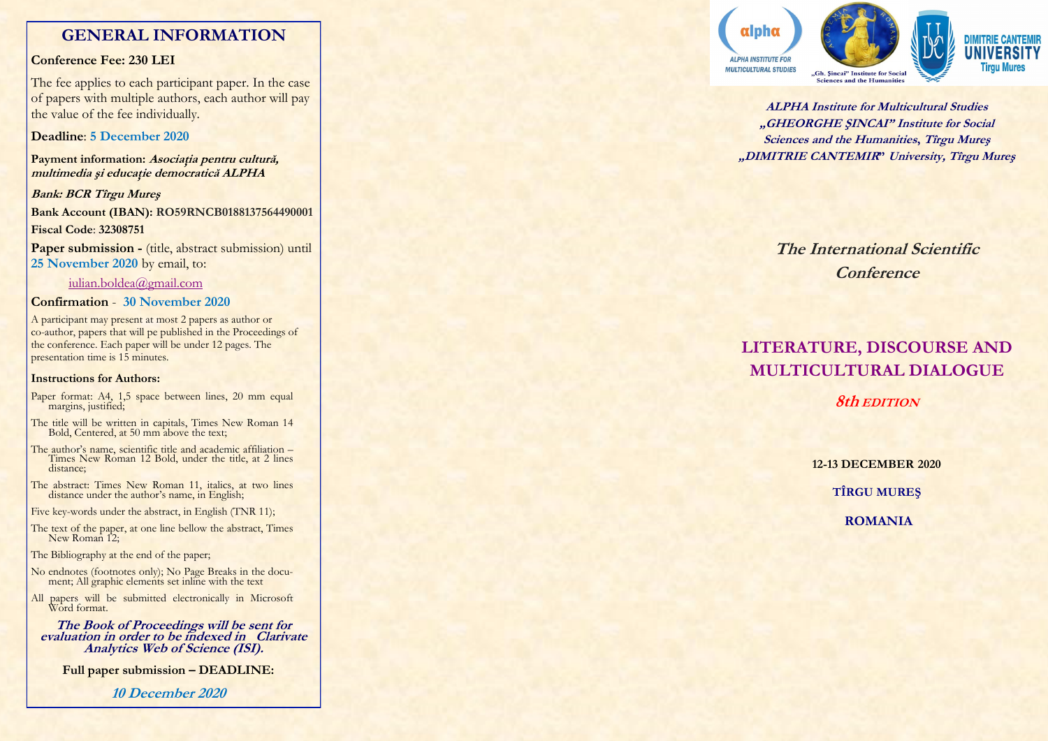# GENERAL INFORMATION

**Conference Fee: 230 LEI**

The fee applies to each participant paper. In the case of papers with multiple authors, each author will pay the value of the fee individually.

**Deadline**: **5 December 2020**

**Payment information:** ***Asociaţia pentru cultură, multimedia şi educaţie democratică ALPHA***

***Bank: BCR Tîrgu Mureş***

**Bank Account (IBAN): RO59RNCB0188137564490001**

**Fiscal Code**: **32308751**

**Paper submission -** (title, abstract submission) until **25 November 2020** by email, to:

iulian.boldea@gmail.com

**Confirmation** - **30 November 2020**

A participant may present at most 2 papers as author or co-author, papers that will pe published in the Proceedings of the conference. Each paper will be under 12 pages. The presentation time is 15 minutes.

**Instructions for Authors:**

Paper format: A4, 1,5 space between lines, 20 mm equal margins, justified;

The title will be written in capitals, Times New Roman 14 Bold, Centered, at 50 mm above the text;

The author's name, scientific title and academic affiliation – Times New Roman 12 Bold, under the title, at 2 lines distance;

The abstract: Times New Roman 11, italics, at two lines distance under the author's name, in English;

Five key-words under the abstract, in English (TNR 11);

The text of the paper, at one line bellow the abstract, Times New Roman 12;

The Bibliography at the end of the paper;

No endnotes (footnotes only); No Page Breaks in the document; All graphic elements set inline with the text

All papers will be submitted electronically in Microsoft Word format.

***The Book of Proceedings will be sent for evaluation in order to be indexed in Clarivate Analytics Web of Science (ISI).***

**Full paper submission – DEADLINE:**

***10 December 2020***

alpha ALPHA INSTITUTE FOR MULTICULTURAL STUDIES

„Gh. Şincai" Institute for Social Sciences and the Humanities

DIMITRIE CANTEMIR UNIVERSITY Tirgu Mures

***ALPHA Institute for Multicultural Studies***
***„GHEORGHE ŞINCAI" Institute for Social Sciences and the Humanities, Tîrgu Mureş***
***„DIMITRIE CANTEMIR" University, Tîrgu Mureş***

## *The International Scientific Conference*

# LITERATURE, DISCOURSE AND MULTICULTURAL DIALOGUE

***8th EDITION***

**12-13 DECEMBER 2020**

**TÎRGU MUREŞ**

**ROMANIA**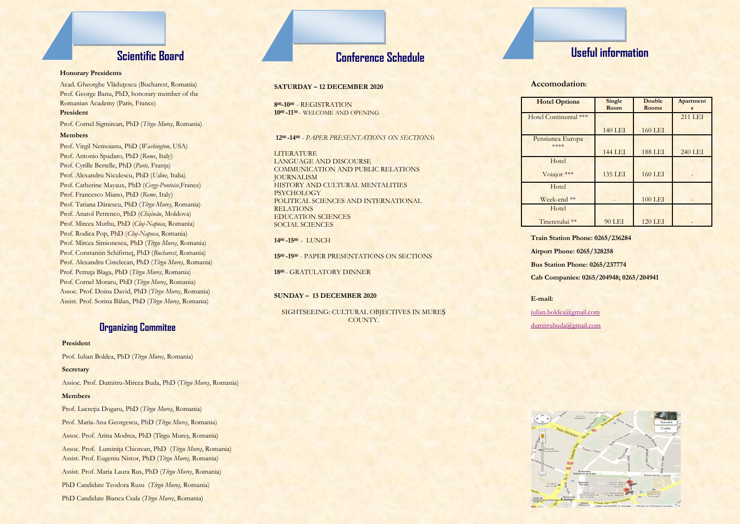## Scientific Board

**Honorary Presidents**

Acad. Gheorghe Vlăduţescu (Bucharest, Romania)
Prof. George Banu, PhD, honorary member of the Romanian Academy (Paris, France)

**President**

Prof. Cornel Sigmirean, PhD (*Tîrgu Mureş*, Romania)

**Members**

Prof. Virgil Nemoianu, PhD (*Washington,* USA)
Prof. Antonio Spadaro, PhD (*Rome*, Italy)
Prof. Cyrille Bertelle, PhD (*Paris,* Franţa)
Prof. Alexandru Niculescu, PhD (*Udine*, Italia)
Prof. Catherine Mayaux, PhD (*Cergy-Pontoise*,France)
Prof. Francesco Miano, PhD (*Rome*, Italy)
Prof. Tatiana Dănescu, PhD (*Tîrgu Mureş*, Romania)
Prof. Anatol Petrenco, PhD (*Chişinău*, Moldova)
Prof. Mircea Muthu, PhD (*Cluj-Napoca*, Romania)
Prof. Rodica Pop, PhD (*Cluj-Napoca*, Romania)
Prof. Mircea Simionescu, PhD (*Tîrgu Mureş*, Romania)
Prof. Constantin Schifirneţ, PhD (*Bucharest*, Romania)
Prof. Alexandru Cistelecan, PhD (*Tîrgu Mureş*, Romania)
Prof. Petruţa Blaga, PhD (*Tîrgu Mureş*, Romania)
Prof. Cornel Moraru, PhD (*Tîrgu Mureş*, Romania)
Assoc. Prof. Doina David, PhD (*Tîrgu Mureş*, Romania)
Assist. Prof. Sorina Bălan, PhD (*Tîrgu Mureş*, Romania)

## Organizing Commitee

**President**

Prof. Iulian Boldea, PhD (*Tîrgu Mureş*, Romania)

**Secretary**

Assioc. Prof. Dumitru-Mircea Buda, PhD (*Tîrgu Mureş*, Romania)

**Members**

Prof. Lucreţia Dogaru, PhD (*Tîrgu Mureş*, Romania)

Prof. Maria-Ana Georgescu, PhD (*Tîrgu Mureş*, Romania)

Assoc. Prof. Arina Modrea, PhD (Tîrgu Mureş, Romania)

Assoc. Prof. Luminiţa Chiorean, PhD (*Tîrgu Mureş*, Romania)
Assist. Prof. Eugeniu Nistor, PhD (*Tîrgu Mureş*, Romania)

Assist. Prof. Maria Laura Rus, PhD (*Tîrgu Mureş*, Romania)

PhD Candidate Teodora Rusu (*Tîrgu Mureş*, Romania)

PhD Candidate Bianca Csala (*Tîrgu Mureş*, Romania)

## Conference Schedule

**SATURDAY – 12 DECEMBER 2020**

**8[00]-10[00]** - REGISTRATION
**10[00] -11[30]** - WELCOME AND OPENING

**12[00] -14[00]** - *PAPER PRESENTATIONS ON SECTIONS*:

LITERATURE
LANGUAGE AND DISCOURSE
COMMUNICATION AND PUBLIC RELATIONS
JOURNALISM
HISTORY AND CULTURAL MENTALITIES
PSYCHOLOGY
POLITICAL SCIENCES AND INTERNATIONAL RELATIONS
EDUCATION SCIENCES
SOCIAL SCIENCES

**14[00] -15[00]** - LUNCH

**15[00] -19[30]** - PAPER PRESENTATIONS ON SECTIONS

**18[00]** - GRATULATORY DINNER

**SUNDAY – 13 DECEMBER 2020**

SIGHTSEEING: CULTURAL OBJECTIVES IN MUREȘ COUNTY.

## Useful information

### Accomodation:

| Hotel Options | Single Room | Double Rooms | Apartments |
|---|---|---|---|
| Hotel Continental *** | 140 LEI | 160 LEI | 211 LEI |
| Pensiunea Europa **** | 144 LEI | 188 LEI | 240 LEI |
| Hotel Voiajor *** | 135 LEI | 160 LEI | - |
| Hotel Week-end ** | - | 100 LEI | - |
| Hotel Tineretului ** | 90 LEI | 120 LEI | - |

**Train Station Phone: 0265/236284**

**Airport Phone: 0265/328258**

**Bus Station Phone: 0265/237774**

**Cab Companies: 0265/204948; 0265/204941**

**E-mail:**

iulian.boldea@gmail.com

dumitrubuda@gmail.com